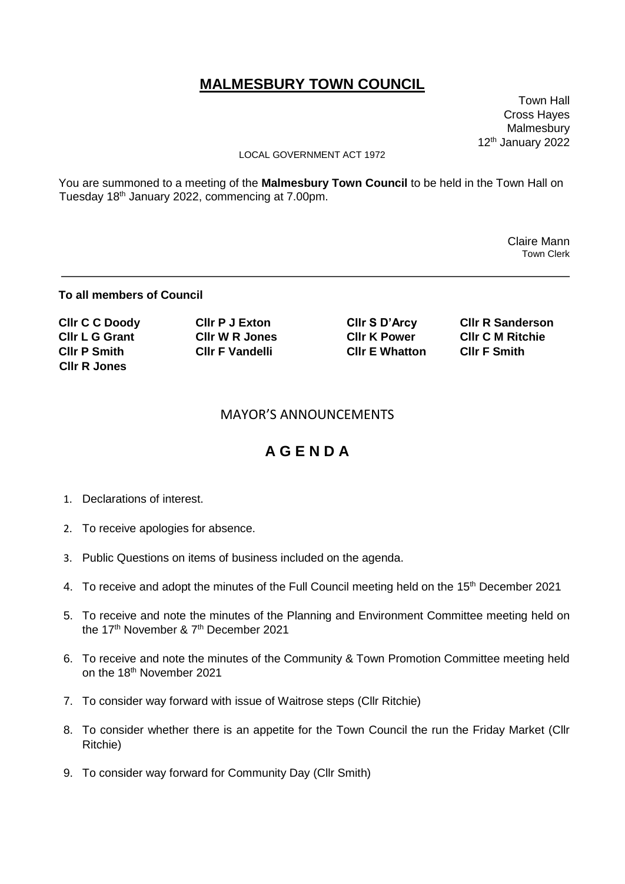# MALMESBURY TOWN COUNCIL

Town Hall
Cross Hayes
Malmesbury
12th January 2022

LOCAL GOVERNMENT ACT 1972

You are summoned to a meeting of the **Malmesbury Town Council** to be held in the Town Hall on Tuesday 18th January 2022, commencing at 7.00pm.

Claire Mann
Town Clerk

---

**To all members of Council**

| | | | |
|---|---|---|---|
| **Cllr C C Doody** | **Cllr P J Exton** | **Cllr S D'Arcy** | **Cllr R Sanderson** |
| **Cllr L G Grant** | **Cllr W R Jones** | **Cllr K Power** | **Cllr C M Ritchie** |
| **Cllr P Smith** | **Cllr F Vandelli** | **Cllr E Whatton** | **Cllr F Smith** |
| **Cllr R Jones** | | | |

## MAYOR'S ANNOUNCEMENTS

## A G E N D A

1. Declarations of interest.
2. To receive apologies for absence.
3. Public Questions on items of business included on the agenda.
4. To receive and adopt the minutes of the Full Council meeting held on the 15th December 2021
5. To receive and note the minutes of the Planning and Environment Committee meeting held on the 17th November & 7th December 2021
6. To receive and note the minutes of the Community & Town Promotion Committee meeting held on the 18th November 2021
7. To consider way forward with issue of Waitrose steps (Cllr Ritchie)
8. To consider whether there is an appetite for the Town Council the run the Friday Market (Cllr Ritchie)
9. To consider way forward for Community Day (Cllr Smith)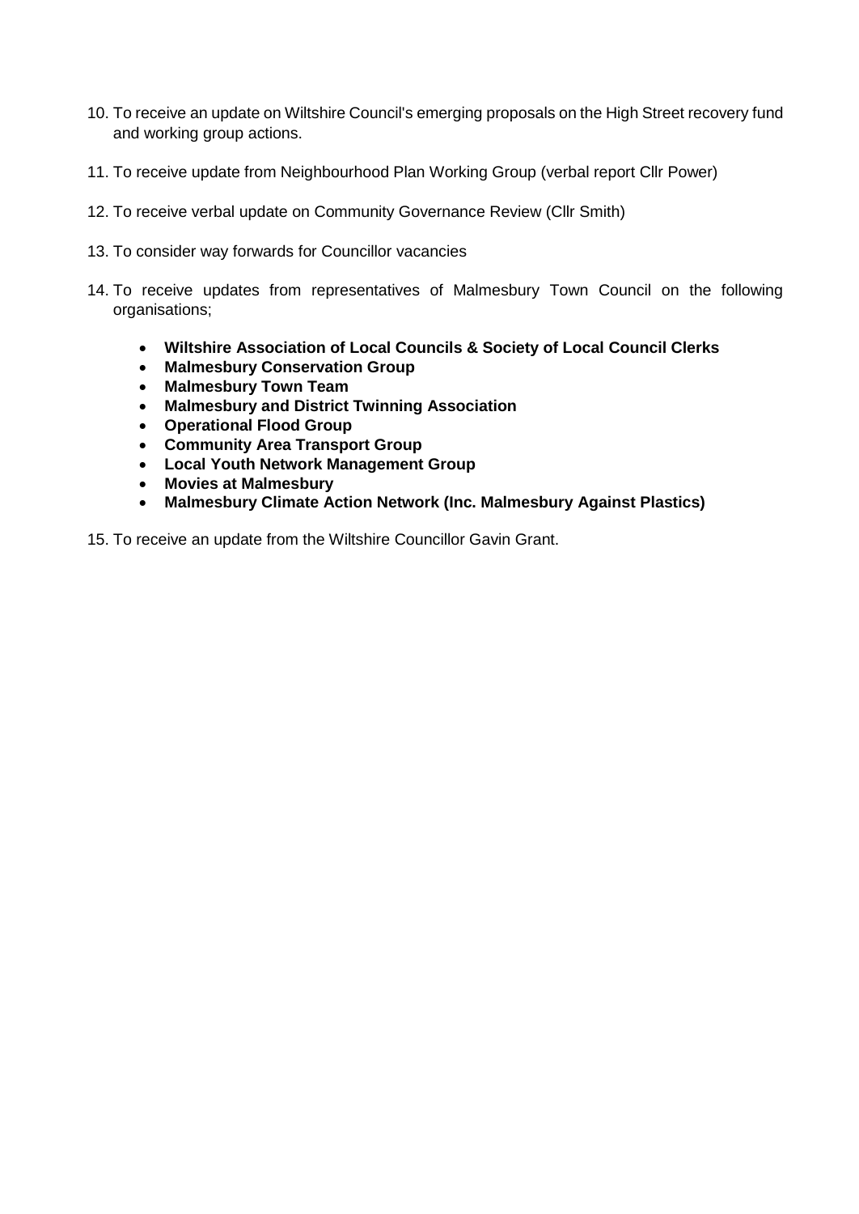10. To receive an update on Wiltshire Council's emerging proposals on the High Street recovery fund and working group actions.

11. To receive update from Neighbourhood Plan Working Group (verbal report Cllr Power)

12. To receive verbal update on Community Governance Review (Cllr Smith)

13. To consider way forwards for Councillor vacancies

14. To receive updates from representatives of Malmesbury Town Council on the following organisations;

    - **Wiltshire Association of Local Councils & Society of Local Council Clerks**
    - **Malmesbury Conservation Group**
    - **Malmesbury Town Team**
    - **Malmesbury and District Twinning Association**
    - **Operational Flood Group**
    - **Community Area Transport Group**
    - **Local Youth Network Management Group**
    - **Movies at Malmesbury**
    - **Malmesbury Climate Action Network (Inc. Malmesbury Against Plastics)**

15. To receive an update from the Wiltshire Councillor Gavin Grant.